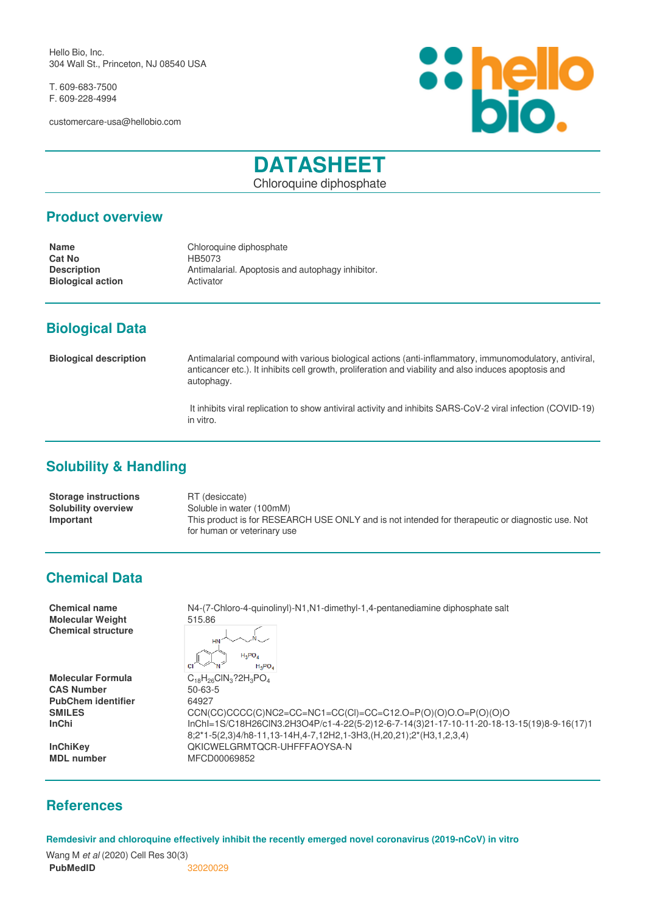Hello Bio, Inc.
304 Wall St., Princeton, NJ 08540 USA

T. 609-683-7500
F. 609-228-4994

customercare-usa@hellobio.com

# DATASHEET

Chloroquine diphosphate

## Product overview

| | |
|---|---|
| **Name** | Chloroquine diphosphate |
| **Cat No** | HB5073 |
| **Description** | Antimalarial. Apoptosis and autophagy inhibitor. |
| **Biological action** | Activator |

## Biological Data

**Biological description**

Antimalarial compound with various biological actions (anti-inflammatory, immunomodulatory, antiviral, anticancer etc.). It inhibits cell growth, proliferation and viability and also induces apoptosis and autophagy.

It inhibits viral replication to show antiviral activity and inhibits SARS-CoV-2 viral infection (COVID-19) in vitro.

## Solubility & Handling

| | |
|---|---|
| **Storage instructions** | RT (desiccate) |
| **Solubility overview** | Soluble in water (100mM) |
| **Important** | This product is for RESEARCH USE ONLY and is not intended for therapeutic or diagnostic use. Not for human or veterinary use |

## Chemical Data

| | |
|---|---|
| **Chemical name** | N4-(7-Chloro-4-quinolinyl)-N1,N1-dimethyl-1,4-pentanediamine diphosphate salt |
| **Molecular Weight** | 515.86 |
| **Chemical structure** | |
| **Molecular Formula** | $C_{18}H_{26}ClN_3?2H_3PO_4$ |
| **CAS Number** | 50-63-5 |
| **PubChem identifier** | 64927 |
| **SMILES** | CCN(CC)CCCC(C)NC2=CC=NC1=CC(Cl)=CC=C12.O=P(O)(O)O.O=P(O)(O)O |
| **InChi** | InChI=1S/C18H26ClN3.2H3O4P/c1-4-22(5-2)12-6-7-14(3)21-17-10-11-20-18-13-15(19)8-9-16(17)18;2*1-5(2,3)4/h8-11,13-14H,4-7,12H2,1-3H3,(H,20,21);2*(H3,1,2,3,4) |
| **InChiKey** | QKICWELGRMTQCR-UHFFFAOYSA-N |
| **MDL number** | MFCD00069852 |

## References

**Remdesivir and chloroquine effectively inhibit the recently emerged novel coronavirus (2019-nCoV) in vitro**

Wang M *et al* (2020) Cell Res 30(3)

**PubMedID** 32020029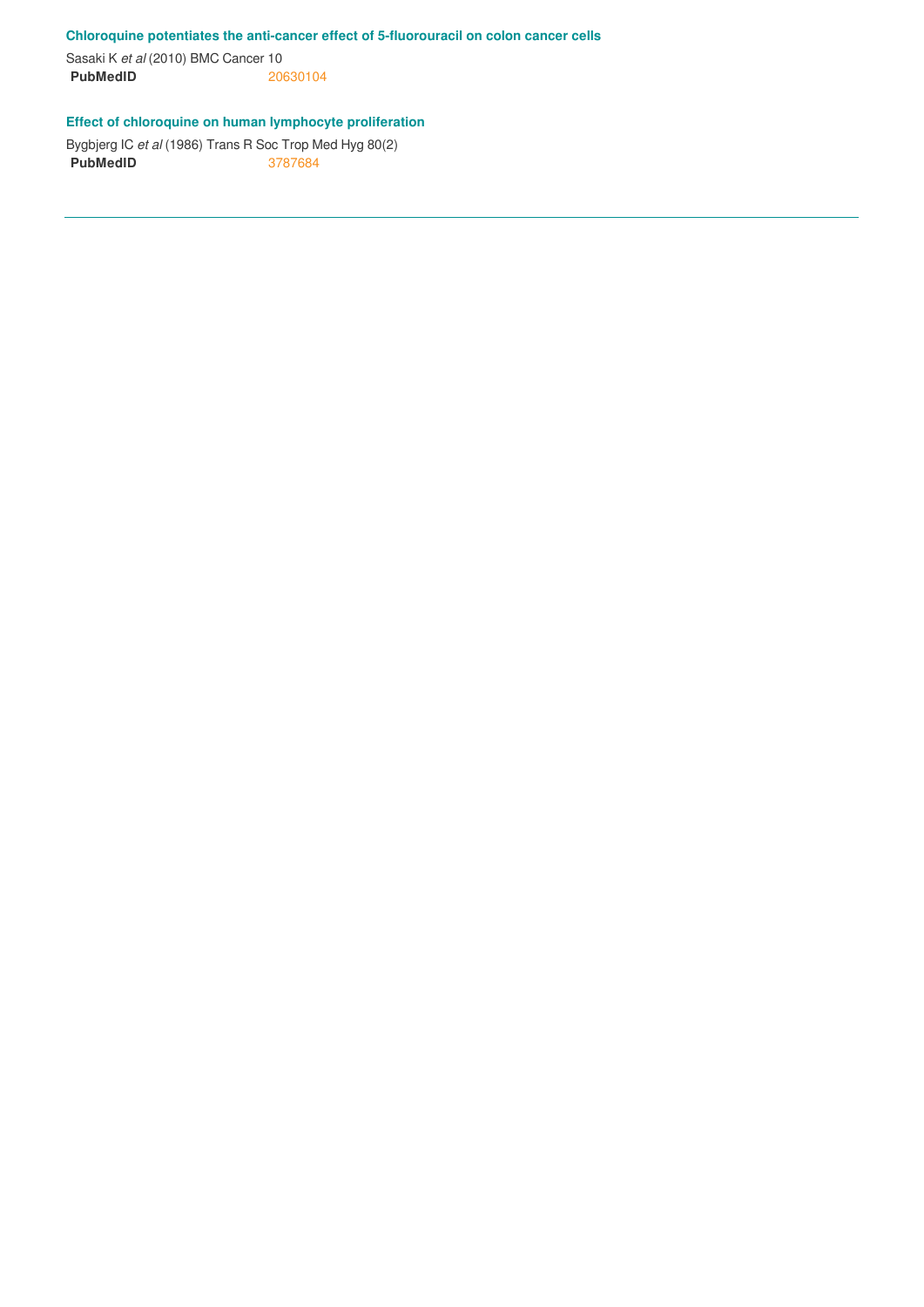### Chloroquine potentiates the anti-cancer effect of 5-fluorouracil on colon cancer cells

Sasaki K *et al* (2010) BMC Cancer 10

**PubMedID** 20630104

### Effect of chloroquine on human lymphocyte proliferation

Bygbjerg IC *et al* (1986) Trans R Soc Trop Med Hyg 80(2)

**PubMedID** 3787684